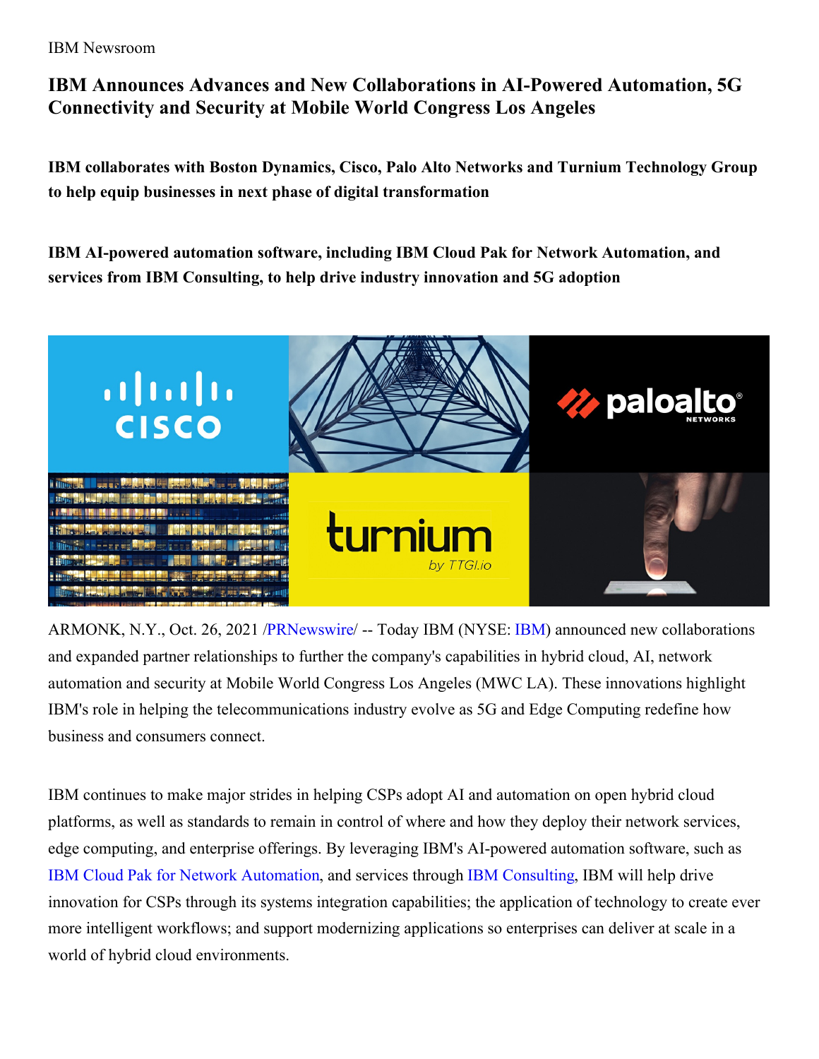IBM Newsroom

# IBM Announces Advances and New Collaborations in AI-Powered Automation, 5G Connectivity and Security at Mobile World Congress Los Angeles

**IBM collaborates with Boston Dynamics, Cisco, Palo Alto Networks and Turnium Technology Group to help equip businesses in next phase of digital transformation**

**IBM AI-powered automation software, including IBM Cloud Pak for Network Automation, and services from IBM Consulting, to help drive industry innovation and 5G adoption**

ARMONK, N.Y., Oct. 26, 2021 /PRNewswire/ -- Today IBM (NYSE: IBM) announced new collaborations and expanded partner relationships to further the company's capabilities in hybrid cloud, AI, network automation and security at Mobile World Congress Los Angeles (MWC LA). These innovations highlight IBM's role in helping the telecommunications industry evolve as 5G and Edge Computing redefine how business and consumers connect.

IBM continues to make major strides in helping CSPs adopt AI and automation on open hybrid cloud platforms, as well as standards to remain in control of where and how they deploy their network services, edge computing, and enterprise offerings. By leveraging IBM's AI-powered automation software, such as IBM Cloud Pak for Network Automation, and services through IBM Consulting, IBM will help drive innovation for CSPs through its systems integration capabilities; the application of technology to create ever more intelligent workflows; and support modernizing applications so enterprises can deliver at scale in a world of hybrid cloud environments.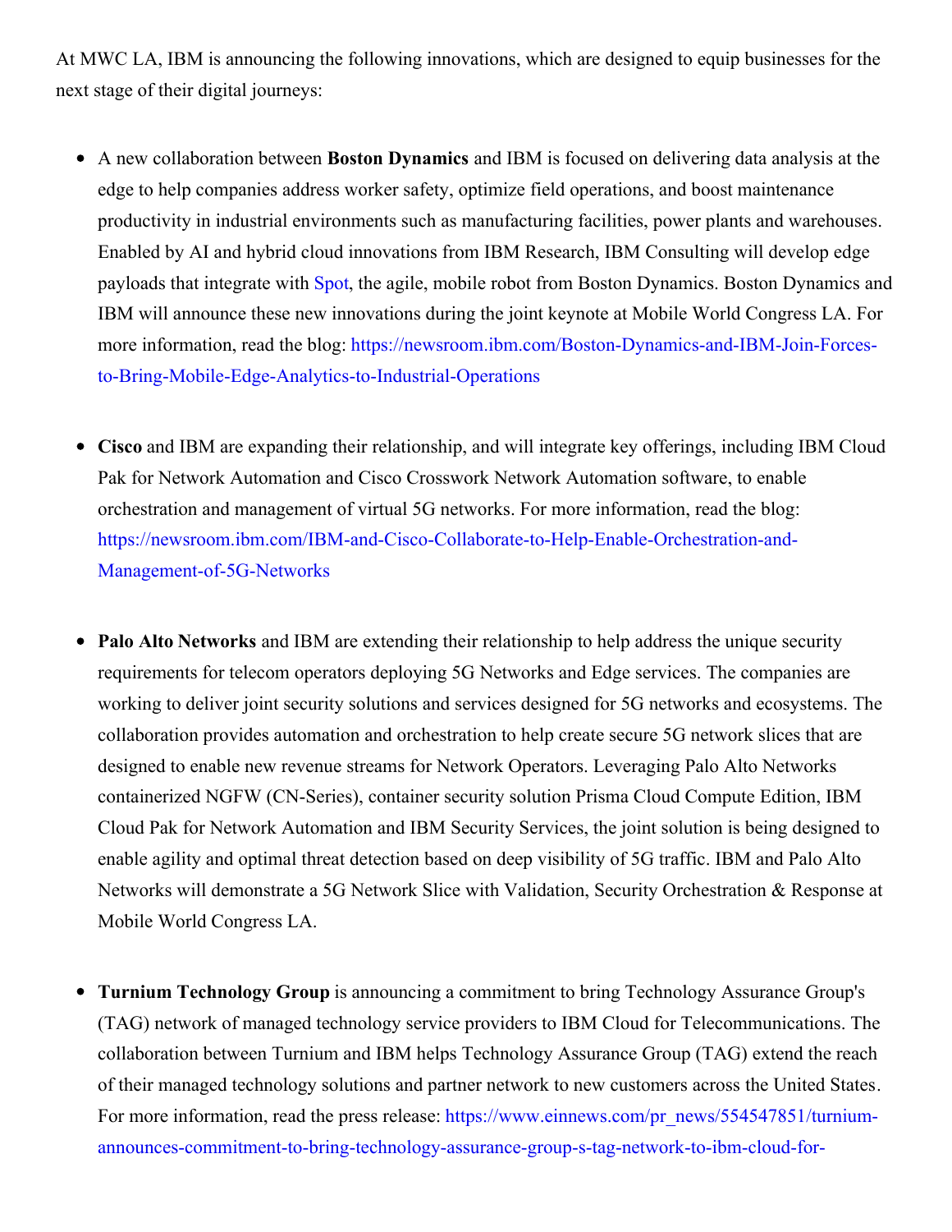At MWC LA, IBM is announcing the following innovations, which are designed to equip businesses for the next stage of their digital journeys:

- A new collaboration between **Boston Dynamics** and IBM is focused on delivering data analysis at the edge to help companies address worker safety, optimize field operations, and boost maintenance productivity in industrial environments such as manufacturing facilities, power plants and warehouses. Enabled by AI and hybrid cloud innovations from IBM Research, IBM Consulting will develop edge payloads that integrate with Spot, the agile, mobile robot from Boston Dynamics. Boston Dynamics and IBM will announce these new innovations during the joint keynote at Mobile World Congress LA. For more information, read the blog: https://newsroom.ibm.com/Boston-Dynamics-and-IBM-Join-Forces-to-Bring-Mobile-Edge-Analytics-to-Industrial-Operations

- **Cisco** and IBM are expanding their relationship, and will integrate key offerings, including IBM Cloud Pak for Network Automation and Cisco Crosswork Network Automation software, to enable orchestration and management of virtual 5G networks. For more information, read the blog: https://newsroom.ibm.com/IBM-and-Cisco-Collaborate-to-Help-Enable-Orchestration-and-Management-of-5G-Networks

- **Palo Alto Networks** and IBM are extending their relationship to help address the unique security requirements for telecom operators deploying 5G Networks and Edge services. The companies are working to deliver joint security solutions and services designed for 5G networks and ecosystems. The collaboration provides automation and orchestration to help create secure 5G network slices that are designed to enable new revenue streams for Network Operators. Leveraging Palo Alto Networks containerized NGFW (CN-Series), container security solution Prisma Cloud Compute Edition, IBM Cloud Pak for Network Automation and IBM Security Services, the joint solution is being designed to enable agility and optimal threat detection based on deep visibility of 5G traffic. IBM and Palo Alto Networks will demonstrate a 5G Network Slice with Validation, Security Orchestration & Response at Mobile World Congress LA.

- **Turnium Technology Group** is announcing a commitment to bring Technology Assurance Group's (TAG) network of managed technology service providers to IBM Cloud for Telecommunications. The collaboration between Turnium and IBM helps Technology Assurance Group (TAG) extend the reach of their managed technology solutions and partner network to new customers across the United States. For more information, read the press release: https://www.einnews.com/pr_news/554547851/turnium-announces-commitment-to-bring-technology-assurance-group-s-tag-network-to-ibm-cloud-for-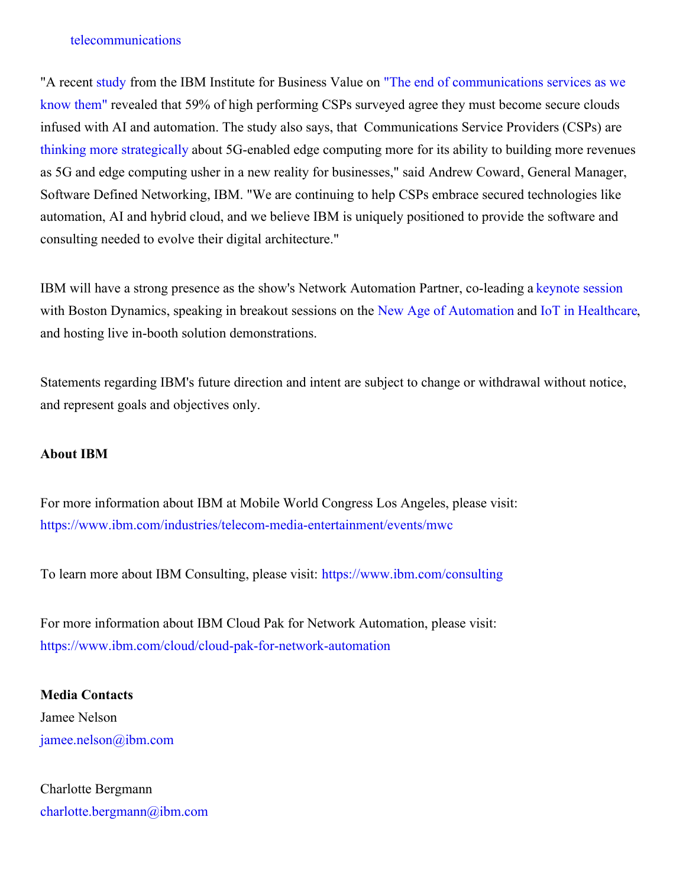telecommunications

"A recent study from the IBM Institute for Business Value on "The end of communications services as we know them" revealed that 59% of high performing CSPs surveyed agree they must become secure clouds infused with AI and automation. The study also says, that  Communications Service Providers (CSPs) are thinking more strategically about 5G-enabled edge computing more for its ability to building more revenues as 5G and edge computing usher in a new reality for businesses," said Andrew Coward, General Manager, Software Defined Networking, IBM. "We are continuing to help CSPs embrace secured technologies like automation, AI and hybrid cloud, and we believe IBM is uniquely positioned to provide the software and consulting needed to evolve their digital architecture."

IBM will have a strong presence as the show's Network Automation Partner, co-leading a keynote session with Boston Dynamics, speaking in breakout sessions on the New Age of Automation and IoT in Healthcare, and hosting live in-booth solution demonstrations.

Statements regarding IBM's future direction and intent are subject to change or withdrawal without notice, and represent goals and objectives only.

**About IBM**

For more information about IBM at Mobile World Congress Los Angeles, please visit: https://www.ibm.com/industries/telecom-media-entertainment/events/mwc

To learn more about IBM Consulting, please visit: https://www.ibm.com/consulting

For more information about IBM Cloud Pak for Network Automation, please visit: https://www.ibm.com/cloud/cloud-pak-for-network-automation

**Media Contacts**
Jamee Nelson
jamee.nelson@ibm.com

Charlotte Bergmann
charlotte.bergmann@ibm.com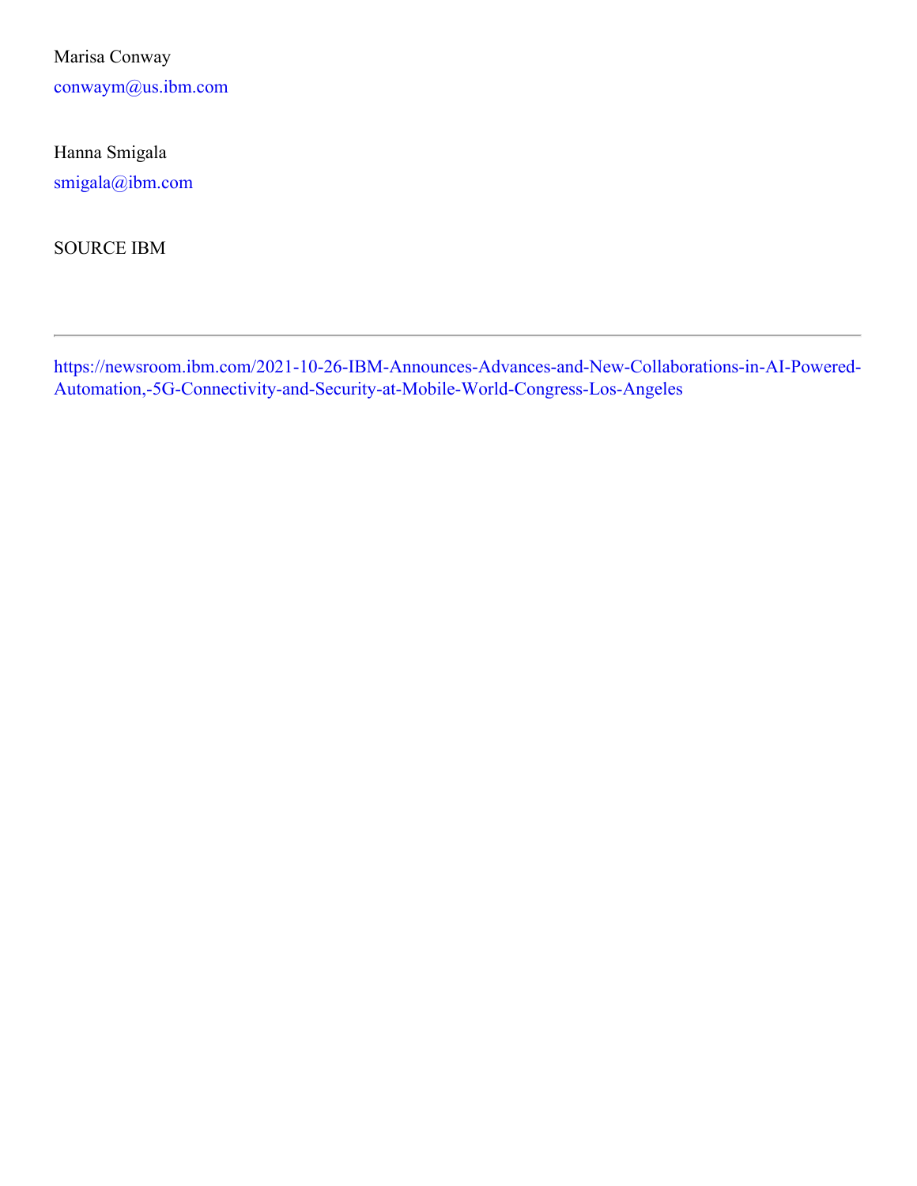Marisa Conway

conwaym@us.ibm.com

Hanna Smigala

smigala@ibm.com

SOURCE IBM

---

https://newsroom.ibm.com/2021-10-26-IBM-Announces-Advances-and-New-Collaborations-in-AI-Powered-Automation,-5G-Connectivity-and-Security-at-Mobile-World-Congress-Los-Angeles